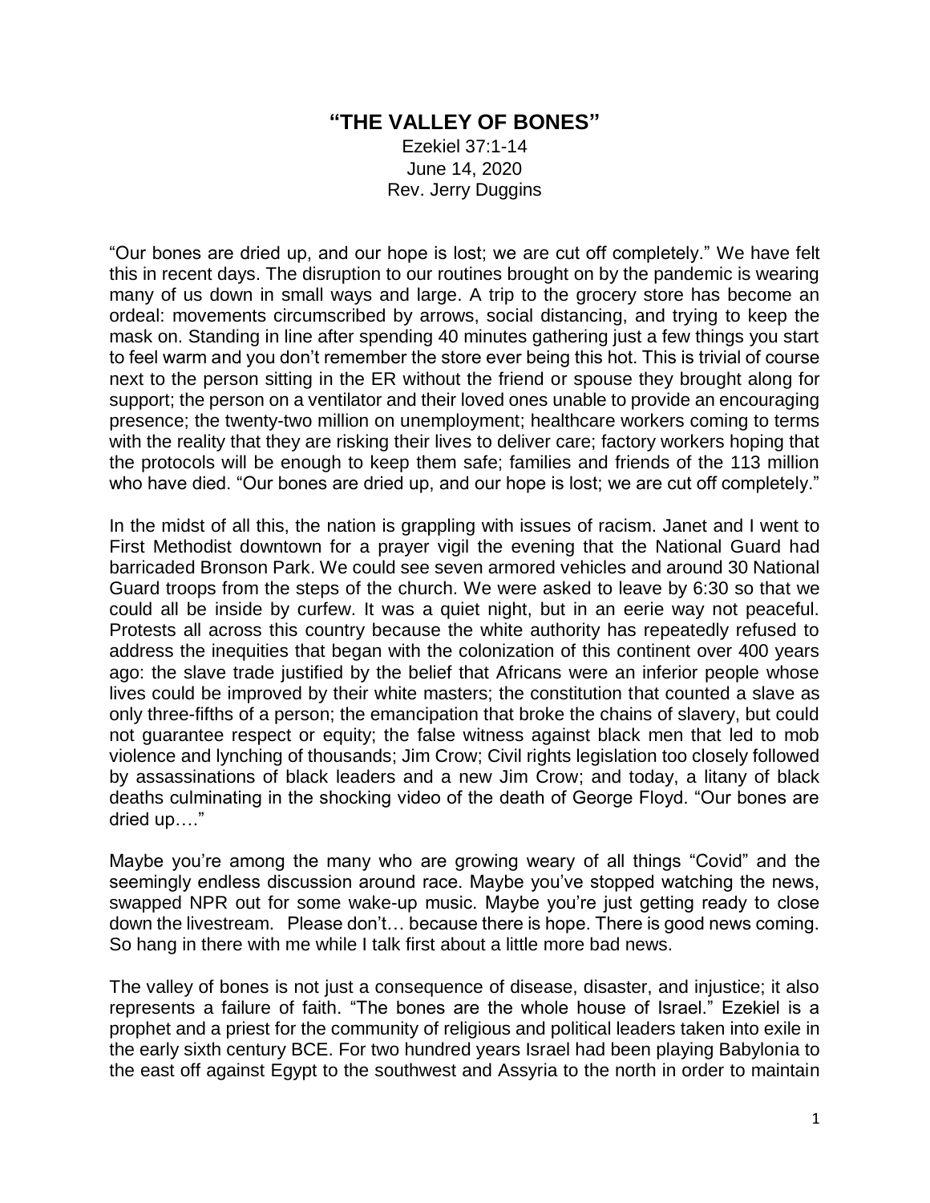# "THE VALLEY OF BONES"

Ezekiel 37:1-14
June 14, 2020
Rev. Jerry Duggins

"Our bones are dried up, and our hope is lost; we are cut off completely." We have felt this in recent days. The disruption to our routines brought on by the pandemic is wearing many of us down in small ways and large. A trip to the grocery store has become an ordeal: movements circumscribed by arrows, social distancing, and trying to keep the mask on. Standing in line after spending 40 minutes gathering just a few things you start to feel warm and you don't remember the store ever being this hot. This is trivial of course next to the person sitting in the ER without the friend or spouse they brought along for support; the person on a ventilator and their loved ones unable to provide an encouraging presence; the twenty-two million on unemployment; healthcare workers coming to terms with the reality that they are risking their lives to deliver care; factory workers hoping that the protocols will be enough to keep them safe; families and friends of the 113 million who have died. "Our bones are dried up, and our hope is lost; we are cut off completely."

In the midst of all this, the nation is grappling with issues of racism. Janet and I went to First Methodist downtown for a prayer vigil the evening that the National Guard had barricaded Bronson Park. We could see seven armored vehicles and around 30 National Guard troops from the steps of the church. We were asked to leave by 6:30 so that we could all be inside by curfew. It was a quiet night, but in an eerie way not peaceful. Protests all across this country because the white authority has repeatedly refused to address the inequities that began with the colonization of this continent over 400 years ago: the slave trade justified by the belief that Africans were an inferior people whose lives could be improved by their white masters; the constitution that counted a slave as only three-fifths of a person; the emancipation that broke the chains of slavery, but could not guarantee respect or equity; the false witness against black men that led to mob violence and lynching of thousands; Jim Crow; Civil rights legislation too closely followed by assassinations of black leaders and a new Jim Crow; and today, a litany of black deaths culminating in the shocking video of the death of George Floyd. "Our bones are dried up…."

Maybe you're among the many who are growing weary of all things "Covid" and the seemingly endless discussion around race. Maybe you've stopped watching the news, swapped NPR out for some wake-up music. Maybe you're just getting ready to close down the livestream. Please don't… because there is hope. There is good news coming. So hang in there with me while I talk first about a little more bad news.

The valley of bones is not just a consequence of disease, disaster, and injustice; it also represents a failure of faith. "The bones are the whole house of Israel." Ezekiel is a prophet and a priest for the community of religious and political leaders taken into exile in the early sixth century BCE. For two hundred years Israel had been playing Babylonia to the east off against Egypt to the southwest and Assyria to the north in order to maintain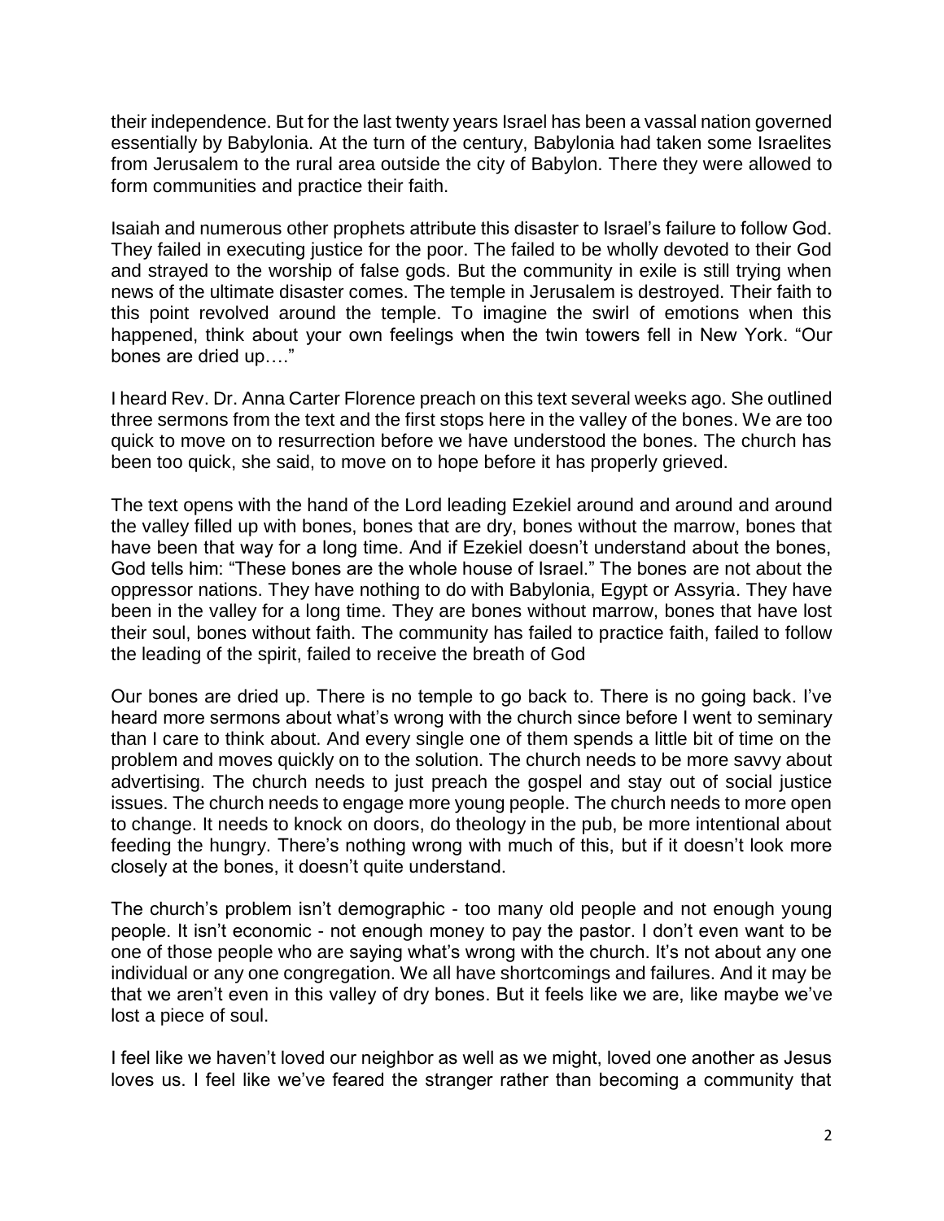their independence. But for the last twenty years Israel has been a vassal nation governed essentially by Babylonia. At the turn of the century, Babylonia had taken some Israelites from Jerusalem to the rural area outside the city of Babylon. There they were allowed to form communities and practice their faith.

Isaiah and numerous other prophets attribute this disaster to Israel's failure to follow God. They failed in executing justice for the poor. The failed to be wholly devoted to their God and strayed to the worship of false gods. But the community in exile is still trying when news of the ultimate disaster comes. The temple in Jerusalem is destroyed. Their faith to this point revolved around the temple. To imagine the swirl of emotions when this happened, think about your own feelings when the twin towers fell in New York. "Our bones are dried up…."

I heard Rev. Dr. Anna Carter Florence preach on this text several weeks ago. She outlined three sermons from the text and the first stops here in the valley of the bones. We are too quick to move on to resurrection before we have understood the bones. The church has been too quick, she said, to move on to hope before it has properly grieved.

The text opens with the hand of the Lord leading Ezekiel around and around and around the valley filled up with bones, bones that are dry, bones without the marrow, bones that have been that way for a long time. And if Ezekiel doesn't understand about the bones, God tells him: "These bones are the whole house of Israel." The bones are not about the oppressor nations. They have nothing to do with Babylonia, Egypt or Assyria. They have been in the valley for a long time. They are bones without marrow, bones that have lost their soul, bones without faith. The community has failed to practice faith, failed to follow the leading of the spirit, failed to receive the breath of God

Our bones are dried up. There is no temple to go back to. There is no going back. I've heard more sermons about what's wrong with the church since before I went to seminary than I care to think about. And every single one of them spends a little bit of time on the problem and moves quickly on to the solution. The church needs to be more savvy about advertising. The church needs to just preach the gospel and stay out of social justice issues. The church needs to engage more young people. The church needs to more open to change. It needs to knock on doors, do theology in the pub, be more intentional about feeding the hungry. There's nothing wrong with much of this, but if it doesn't look more closely at the bones, it doesn't quite understand.

The church's problem isn't demographic - too many old people and not enough young people. It isn't economic - not enough money to pay the pastor. I don't even want to be one of those people who are saying what's wrong with the church. It's not about any one individual or any one congregation. We all have shortcomings and failures. And it may be that we aren't even in this valley of dry bones. But it feels like we are, like maybe we've lost a piece of soul.

I feel like we haven't loved our neighbor as well as we might, loved one another as Jesus loves us. I feel like we've feared the stranger rather than becoming a community that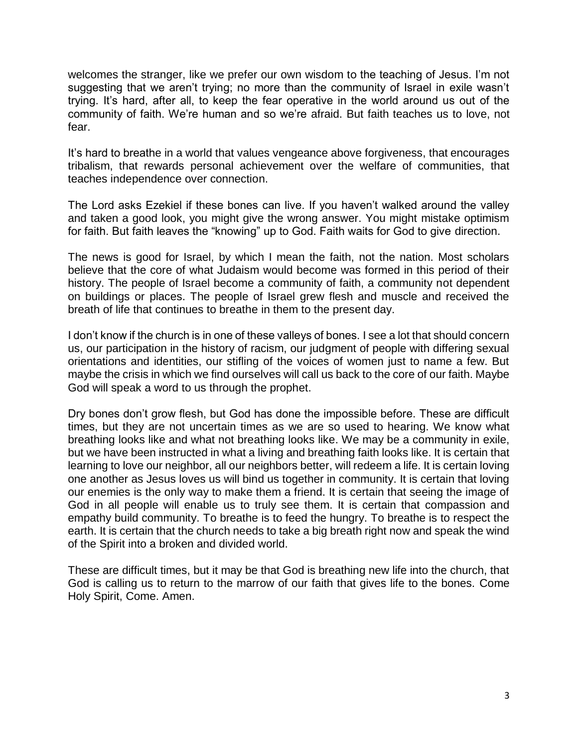welcomes the stranger, like we prefer our own wisdom to the teaching of Jesus. I'm not suggesting that we aren't trying; no more than the community of Israel in exile wasn't trying. It's hard, after all, to keep the fear operative in the world around us out of the community of faith. We're human and so we're afraid. But faith teaches us to love, not fear.

It's hard to breathe in a world that values vengeance above forgiveness, that encourages tribalism, that rewards personal achievement over the welfare of communities, that teaches independence over connection.

The Lord asks Ezekiel if these bones can live. If you haven't walked around the valley and taken a good look, you might give the wrong answer. You might mistake optimism for faith. But faith leaves the "knowing" up to God. Faith waits for God to give direction.

The news is good for Israel, by which I mean the faith, not the nation. Most scholars believe that the core of what Judaism would become was formed in this period of their history. The people of Israel become a community of faith, a community not dependent on buildings or places. The people of Israel grew flesh and muscle and received the breath of life that continues to breathe in them to the present day.

I don't know if the church is in one of these valleys of bones. I see a lot that should concern us, our participation in the history of racism, our judgment of people with differing sexual orientations and identities, our stifling of the voices of women just to name a few. But maybe the crisis in which we find ourselves will call us back to the core of our faith. Maybe God will speak a word to us through the prophet.

Dry bones don't grow flesh, but God has done the impossible before. These are difficult times, but they are not uncertain times as we are so used to hearing. We know what breathing looks like and what not breathing looks like. We may be a community in exile, but we have been instructed in what a living and breathing faith looks like. It is certain that learning to love our neighbor, all our neighbors better, will redeem a life. It is certain loving one another as Jesus loves us will bind us together in community. It is certain that loving our enemies is the only way to make them a friend. It is certain that seeing the image of God in all people will enable us to truly see them. It is certain that compassion and empathy build community. To breathe is to feed the hungry. To breathe is to respect the earth. It is certain that the church needs to take a big breath right now and speak the wind of the Spirit into a broken and divided world.

These are difficult times, but it may be that God is breathing new life into the church, that God is calling us to return to the marrow of our faith that gives life to the bones. Come Holy Spirit, Come. Amen.